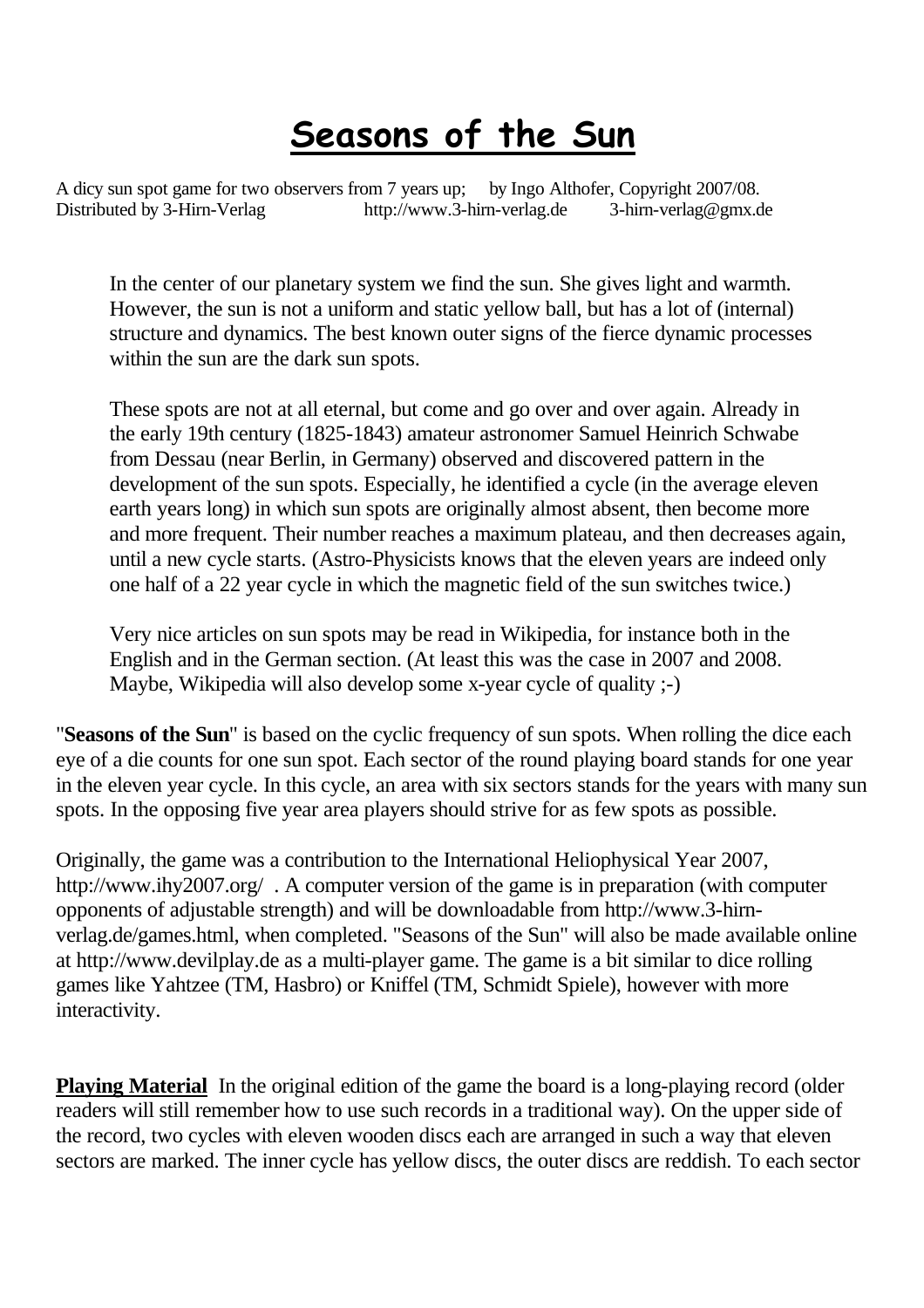# Seasons of the Sun

A dicy sun spot game for two observers from 7 years up; by Ingo Althofer, Copyright 2007/08.
Distributed by 3-Hirn-Verlag http://www.3-hirn-verlag.de 3-hirn-verlag@gmx.de

> In the center of our planetary system we find the sun. She gives light and warmth. However, the sun is not a uniform and static yellow ball, but has a lot of (internal) structure and dynamics. The best known outer signs of the fierce dynamic processes within the sun are the dark sun spots.
>
> These spots are not at all eternal, but come and go over and over again. Already in the early 19th century (1825-1843) amateur astronomer Samuel Heinrich Schwabe from Dessau (near Berlin, in Germany) observed and discovered pattern in the development of the sun spots. Especially, he identified a cycle (in the average eleven earth years long) in which sun spots are originally almost absent, then become more and more frequent. Their number reaches a maximum plateau, and then decreases again, until a new cycle starts. (Astro-Physicists knows that the eleven years are indeed only one half of a 22 year cycle in which the magnetic field of the sun switches twice.)
>
> Very nice articles on sun spots may be read in Wikipedia, for instance both in the English and in the German section. (At least this was the case in 2007 and 2008. Maybe, Wikipedia will also develop some x-year cycle of quality ;-)

"**Seasons of the Sun**" is based on the cyclic frequency of sun spots. When rolling the dice each eye of a die counts for one sun spot. Each sector of the round playing board stands for one year in the eleven year cycle. In this cycle, an area with six sectors stands for the years with many sun spots. In the opposing five year area players should strive for as few spots as possible.

Originally, the game was a contribution to the International Heliophysical Year 2007, http://www.ihy2007.org/ . A computer version of the game is in preparation (with computer opponents of adjustable strength) and will be downloadable from http://www.3-hirn-verlag.de/games.html, when completed. "Seasons of the Sun" will also be made available online at http://www.devilplay.de as a multi-player game. The game is a bit similar to dice rolling games like Yahtzee (TM, Hasbro) or Kniffel (TM, Schmidt Spiele), however with more interactivity.

**Playing Material** In the original edition of the game the board is a long-playing record (older readers will still remember how to use such records in a traditional way). On the upper side of the record, two cycles with eleven wooden discs each are arranged in such a way that eleven sectors are marked. The inner cycle has yellow discs, the outer discs are reddish. To each sector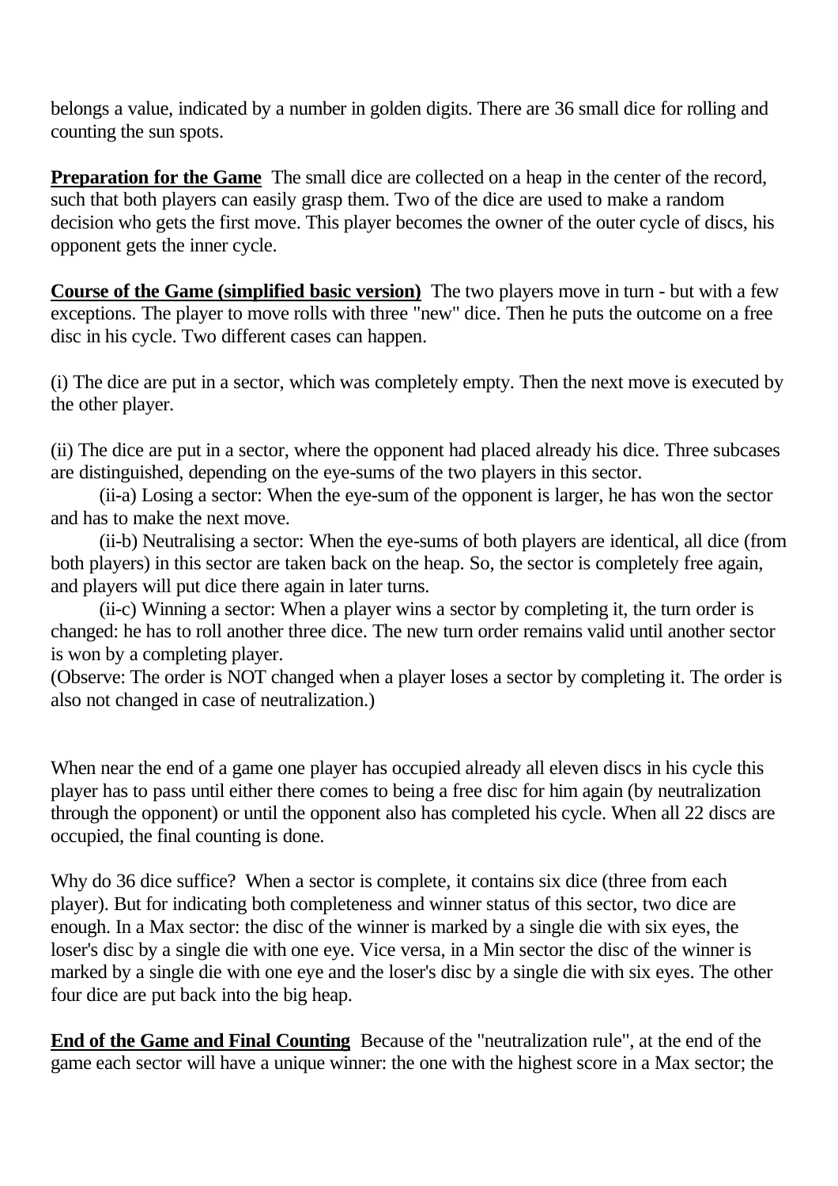belongs a value, indicated by a number in golden digits. There are 36 small dice for rolling and counting the sun spots.

**Preparation for the Game** The small dice are collected on a heap in the center of the record, such that both players can easily grasp them. Two of the dice are used to make a random decision who gets the first move. This player becomes the owner of the outer cycle of discs, his opponent gets the inner cycle.

**Course of the Game (simplified basic version)** The two players move in turn - but with a few exceptions. The player to move rolls with three "new" dice. Then he puts the outcome on a free disc in his cycle. Two different cases can happen.

(i) The dice are put in a sector, which was completely empty. Then the next move is executed by the other player.

(ii) The dice are put in a sector, where the opponent had placed already his dice. Three subcases are distinguished, depending on the eye-sums of the two players in this sector.

(ii-a) Losing a sector: When the eye-sum of the opponent is larger, he has won the sector and has to make the next move.

(ii-b) Neutralising a sector: When the eye-sums of both players are identical, all dice (from both players) in this sector are taken back on the heap. So, the sector is completely free again, and players will put dice there again in later turns.

(ii-c) Winning a sector: When a player wins a sector by completing it, the turn order is changed: he has to roll another three dice. The new turn order remains valid until another sector is won by a completing player.

(Observe: The order is NOT changed when a player loses a sector by completing it. The order is also not changed in case of neutralization.)

When near the end of a game one player has occupied already all eleven discs in his cycle this player has to pass until either there comes to being a free disc for him again (by neutralization through the opponent) or until the opponent also has completed his cycle. When all 22 discs are occupied, the final counting is done.

Why do 36 dice suffice? When a sector is complete, it contains six dice (three from each player). But for indicating both completeness and winner status of this sector, two dice are enough. In a Max sector: the disc of the winner is marked by a single die with six eyes, the loser's disc by a single die with one eye. Vice versa, in a Min sector the disc of the winner is marked by a single die with one eye and the loser's disc by a single die with six eyes. The other four dice are put back into the big heap.

**End of the Game and Final Counting** Because of the "neutralization rule", at the end of the game each sector will have a unique winner: the one with the highest score in a Max sector; the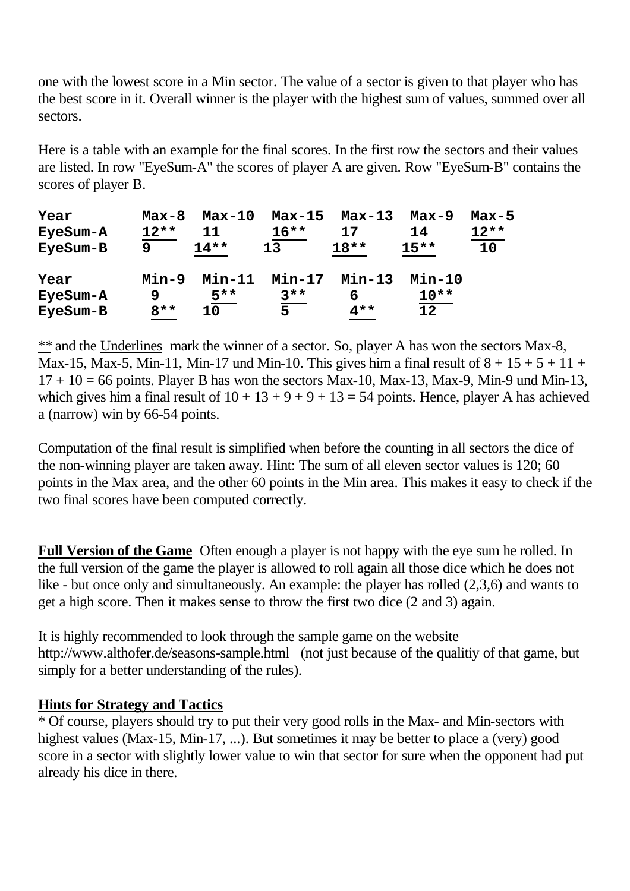one with the lowest score in a Min sector. The value of a sector is given to that player who has the best score in it. Overall winner is the player with the highest sum of values, summed over all sectors.

Here is a table with an example for the final scores. In the first row the sectors and their values are listed. In row "EyeSum-A" the scores of player A are given. Row "EyeSum-B" contains the scores of player B.

| Year | Max-8 | Max-10 | Max-15 | Max-13 | Max-9 | Max-5 |
|---|---|---|---|---|---|---|
| EyeSum-A | 12** | 11 | 16** | 17 | 14 | 12** |
| EyeSum-B | 9 | 14** | 13 | 18** | 15** | 10 |

| Year | Min-9 | Min-11 | Min-17 | Min-13 | Min-10 |
|---|---|---|---|---|---|
| EyeSum-A | 9 | 5** | 3** | 6 | 10** |
| EyeSum-B | 8** | 10 | 5 | 4** | 12 |

** and the Underlines mark the winner of a sector. So, player A has won the sectors Max-8, Max-15, Max-5, Min-11, Min-17 und Min-10. This gives him a final result of 8 + 15 + 5 + 11 + 17 + 10 = 66 points. Player B has won the sectors Max-10, Max-13, Max-9, Min-9 und Min-13, which gives him a final result of 10 + 13 + 9 + 9 + 13 = 54 points. Hence, player A has achieved a (narrow) win by 66-54 points.

Computation of the final result is simplified when before the counting in all sectors the dice of the non-winning player are taken away. Hint: The sum of all eleven sector values is 120; 60 points in the Max area, and the other 60 points in the Min area. This makes it easy to check if the two final scores have been computed correctly.

**Full Version of the Game** Often enough a player is not happy with the eye sum he rolled. In the full version of the game the player is allowed to roll again all those dice which he does not like - but once only and simultaneously. An example: the player has rolled (2,3,6) and wants to get a high score. Then it makes sense to throw the first two dice (2 and 3) again.

It is highly recommended to look through the sample game on the website http://www.althofer.de/seasons-sample.html (not just because of the qualitiy of that game, but simply for a better understanding of the rules).

**Hints for Strategy and Tactics**

* Of course, players should try to put their very good rolls in the Max- and Min-sectors with highest values (Max-15, Min-17, ...). But sometimes it may be better to place a (very) good score in a sector with slightly lower value to win that sector for sure when the opponent had put already his dice in there.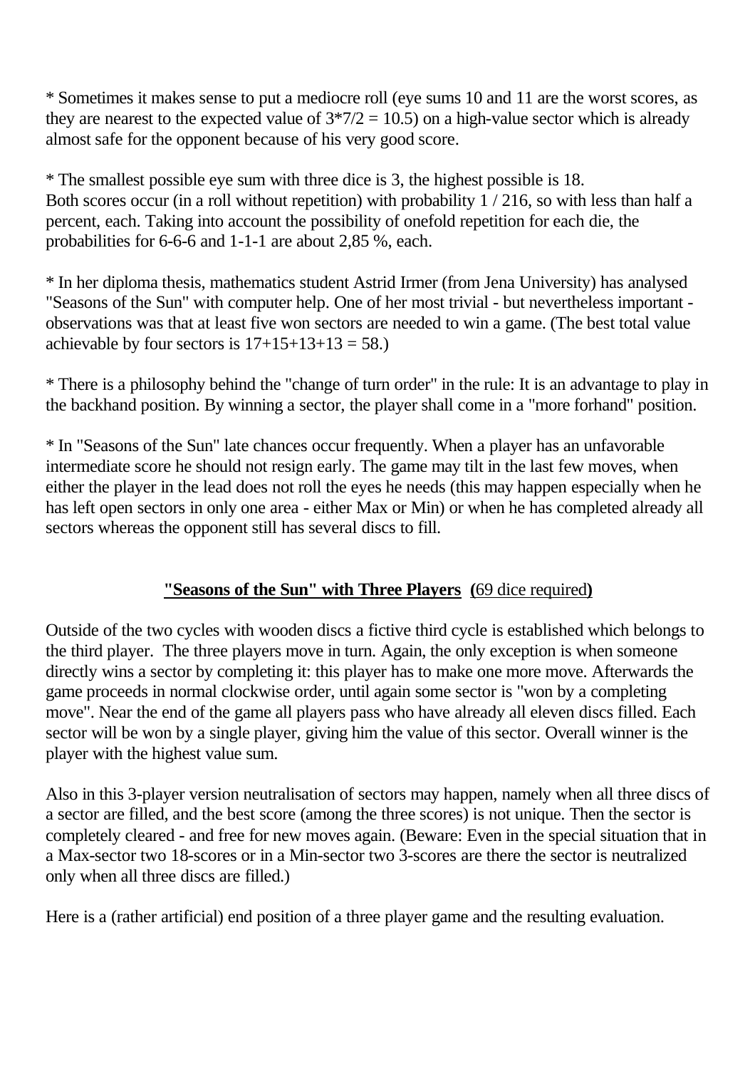* Sometimes it makes sense to put a mediocre roll (eye sums 10 and 11 are the worst scores, as they are nearest to the expected value of $3*7/2 = 10.5$) on a high-value sector which is already almost safe for the opponent because of his very good score.

* The smallest possible eye sum with three dice is 3, the highest possible is 18.
Both scores occur (in a roll without repetition) with probability 1 / 216, so with less than half a percent, each. Taking into account the possibility of onefold repetition for each die, the probabilities for 6-6-6 and 1-1-1 are about 2,85 %, each.

* In her diploma thesis, mathematics student Astrid Irmer (from Jena University) has analysed "Seasons of the Sun" with computer help. One of her most trivial - but nevertheless important - observations was that at least five won sectors are needed to win a game. (The best total value achievable by four sectors is $17+15+13+13 = 58$.)

* There is a philosophy behind the "change of turn order" in the rule: It is an advantage to play in the backhand position. By winning a sector, the player shall come in a "more forhand" position.

* In "Seasons of the Sun" late chances occur frequently. When a player has an unfavorable intermediate score he should not resign early. The game may tilt in the last few moves, when either the player in the lead does not roll the eyes he needs (this may happen especially when he has left open sectors in only one area - either Max or Min) or when he has completed already all sectors whereas the opponent still has several discs to fill.

## "Seasons of the Sun" with Three Players (69 dice required)

Outside of the two cycles with wooden discs a fictive third cycle is established which belongs to the third player. The three players move in turn. Again, the only exception is when someone directly wins a sector by completing it: this player has to make one more move. Afterwards the game proceeds in normal clockwise order, until again some sector is "won by a completing move". Near the end of the game all players pass who have already all eleven discs filled. Each sector will be won by a single player, giving him the value of this sector. Overall winner is the player with the highest value sum.

Also in this 3-player version neutralisation of sectors may happen, namely when all three discs of a sector are filled, and the best score (among the three scores) is not unique. Then the sector is completely cleared - and free for new moves again. (Beware: Even in the special situation that in a Max-sector two 18-scores or in a Min-sector two 3-scores are there the sector is neutralized only when all three discs are filled.)

Here is a (rather artificial) end position of a three player game and the resulting evaluation.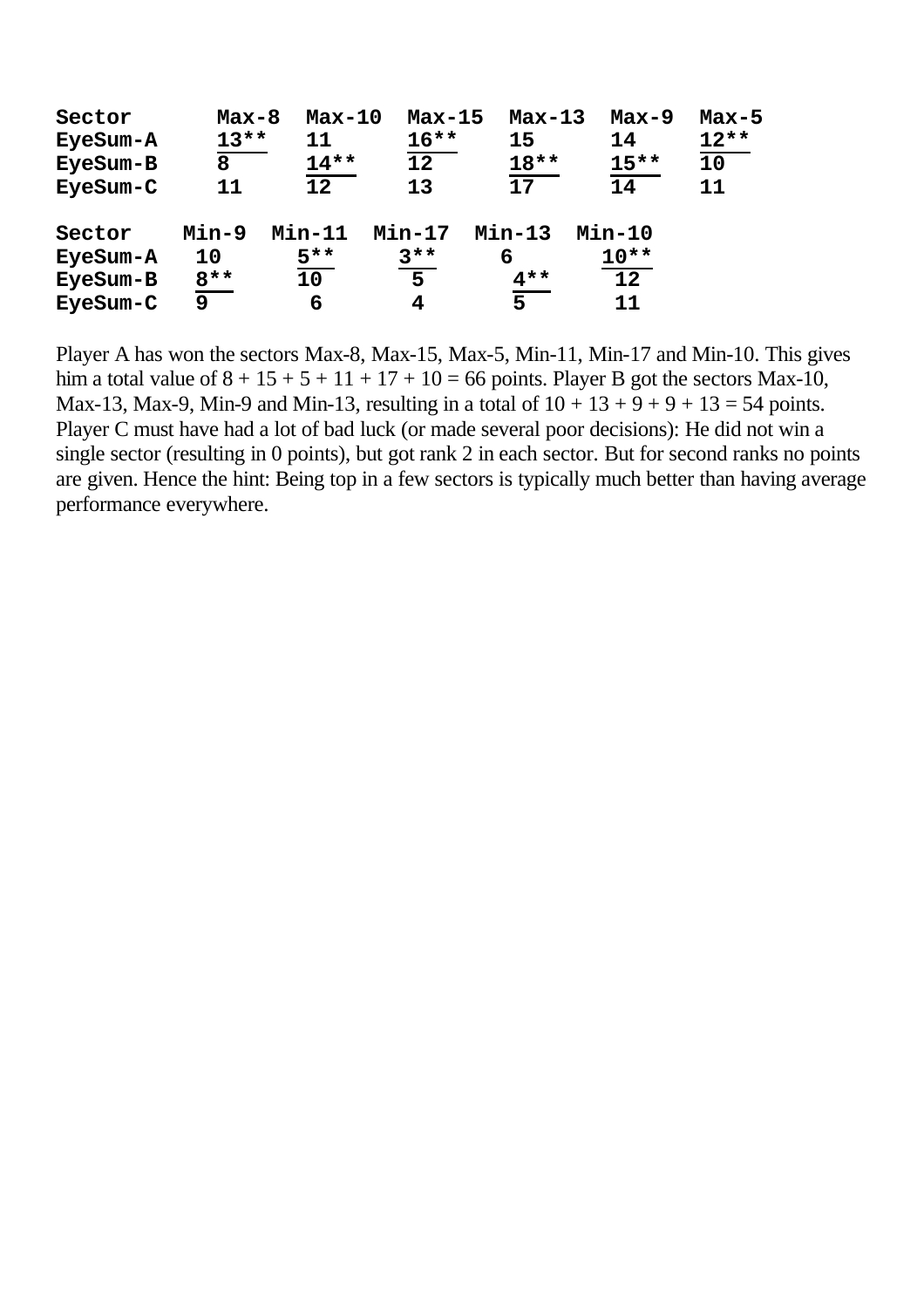| Sector | Max-8 | Max-10 | Max-15 | Max-13 | Max-9 | Max-5 |
|---|---|---|---|---|---|---|
| EyeSum-A | 13** | 11 | 16** | 15 | 14 | 12** |
| EyeSum-B | 8 | 14** | 12 | 18** | 15** | 10 |
| EyeSum-C | 11 | 12 | 13 | 17 | 14 | 11 |

| Sector | Min-9 | Min-11 | Min-17 | Min-13 | Min-10 |
|---|---|---|---|---|---|
| EyeSum-A | 10 | 5** | 3** | 6 | 10** |
| EyeSum-B | 8** | 10 | 5 | 4** | 12 |
| EyeSum-C | 9 | 6 | 4 | 5 | 11 |

Player A has won the sectors Max-8, Max-15, Max-5, Min-11, Min-17 and Min-10. This gives him a total value of 8 + 15 + 5 + 11 + 17 + 10 = 66 points. Player B got the sectors Max-10, Max-13, Max-9, Min-9 and Min-13, resulting in a total of 10 + 13 + 9 + 9 + 13 = 54 points. Player C must have had a lot of bad luck (or made several poor decisions): He did not win a single sector (resulting in 0 points), but got rank 2 in each sector. But for second ranks no points are given. Hence the hint: Being top in a few sectors is typically much better than having average performance everywhere.